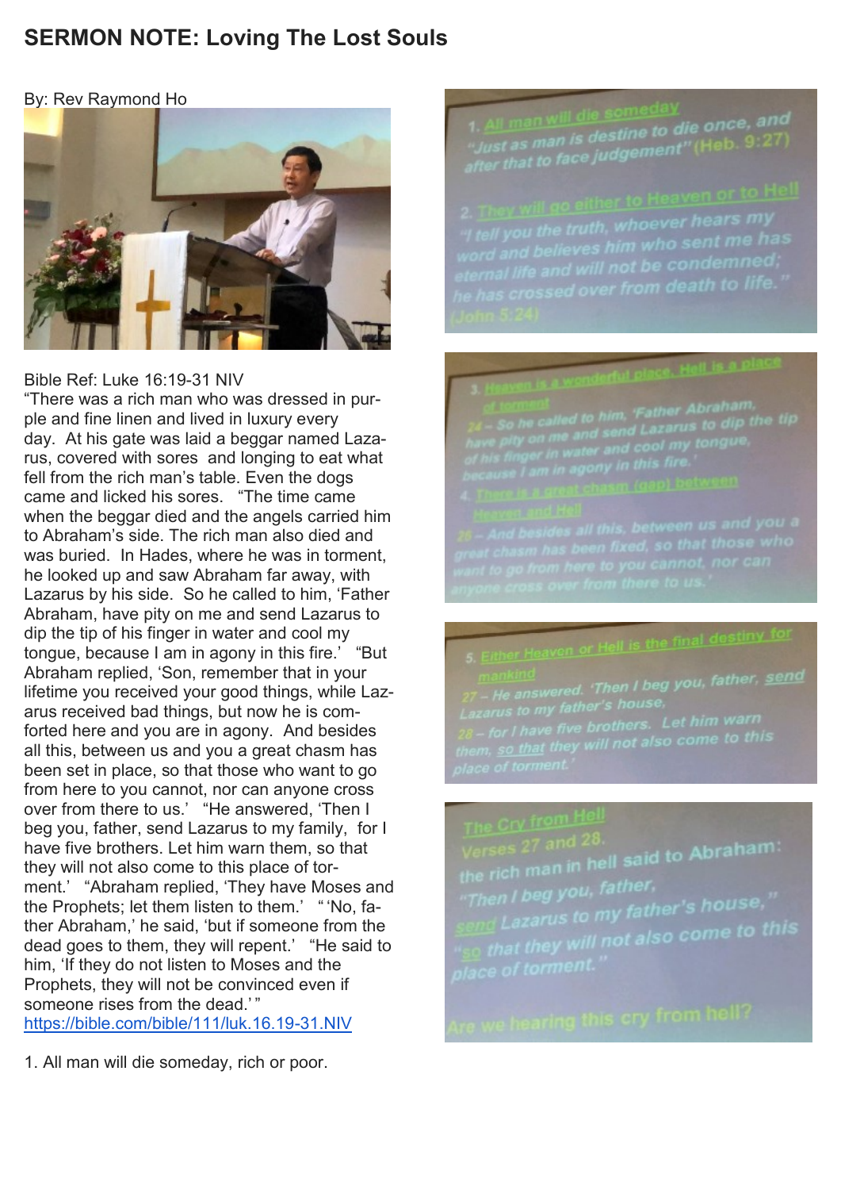# SERMON NOTE: Loving The Lost Souls

By: Rev Raymond Ho

Bible Ref: Luke 16:19-31 NIV

"There was a rich man who was dressed in purple and fine linen and lived in luxury every day. At his gate was laid a beggar named Lazarus, covered with sores and longing to eat what fell from the rich man's table. Even the dogs came and licked his sores. "The time came when the beggar died and the angels carried him to Abraham's side. The rich man also died and was buried. In Hades, where he was in torment, he looked up and saw Abraham far away, with Lazarus by his side. So he called to him, 'Father Abraham, have pity on me and send Lazarus to dip the tip of his finger in water and cool my tongue, because I am in agony in this fire.' "But Abraham replied, 'Son, remember that in your lifetime you received your good things, while Lazarus received bad things, but now he is comforted here and you are in agony. And besides all this, between us and you a great chasm has been set in place, so that those who want to go from here to you cannot, nor can anyone cross over from there to us.' "He answered, 'Then I beg you, father, send Lazarus to my family, for I have five brothers. Let him warn them, so that they will not also come to this place of torment.' "Abraham replied, 'They have Moses and the Prophets; let them listen to them.' " 'No, father Abraham,' he said, 'but if someone from the dead goes to them, they will repent.' "He said to him, 'If they do not listen to Moses and the Prophets, they will not be convinced even if someone rises from the dead.' "

https://bible.com/bible/111/luk.16.19-31.NIV

1. All man will die someday, rich or poor.

1. All man will die someday

"Just as man is destine to die once, and after that to face judgement" (Heb. 9:27)

2. They will go either to Heaven or to Hell

"I tell you the truth, whoever hears my word and believes him who sent me has eternal life and will not be condemned; he has crossed over from death to life." (John 5:24)

3. Heaven is a wonderful place, Hell is a place of torment

24 – So he called to him, 'Father Abraham, have pity on me and send Lazarus to dip the tip of his finger in water and cool my tongue, because I am in agony in this fire.'

4. There is a great chasm (gap) between Heaven and Hell

26 – And besides all this, between us and you a great chasm has been fixed, so that those who want to go from here to you cannot, nor can anyone cross over from there to us.'

5. Either Heaven or Hell is the final destiny for mankind

27 – He answered, 'Then I beg you, father, send Lazarus to my father's house,

28 – for I have five brothers. Let him warn them, so that they will not also come to this place of torment.'

The Cry from Hell

Verses 27 and 28.

the rich man in hell said to Abraham:

"Then I beg you, father,

send Lazarus to my father's house,"

"so that they will not also come to this place of torment."

Are we hearing this cry from hell?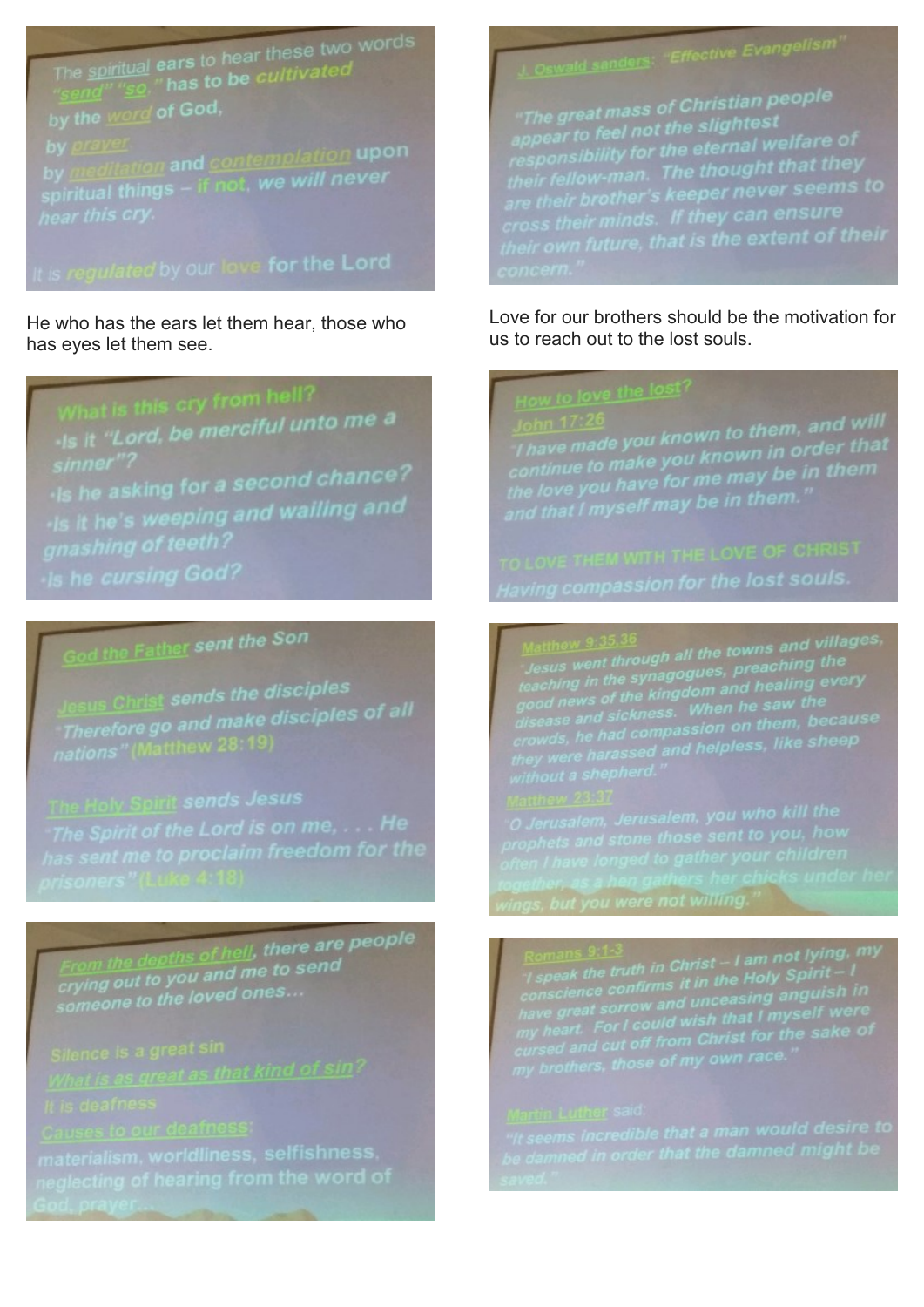The spiritual ears to hear these two words "send" "so," has to be cultivated

by the word of God,

by prayer,

by meditation and contemplation upon spiritual things – if not, we will never hear this cry.

It is regulated by our love for the Lord

He who has the ears let them hear, those who has eyes let them see.

J. Oswald sanders: "Effective Evangelism"

"The great mass of Christian people appear to feel not the slightest responsibility for the eternal welfare of their fellow-man. The thought that they are their brother's keeper never seems to cross their minds. If they can ensure their own future, that is the extent of their concern."

Love for our brothers should be the motivation for us to reach out to the lost souls.

What is this cry from hell?

- Is it "Lord, be merciful unto me a sinner"?
- Is he asking for a second chance?
- Is it he's weeping and wailing and gnashing of teeth?
- Is he cursing God?

How to love the lost?

John 17:26

"I have made you known to them, and will continue to make you known in order that the love you have for me may be in them and that I myself may be in them."

TO LOVE THEM WITH THE LOVE OF CHRIST

Having compassion for the lost souls.

God the Father sent the Son

Jesus Christ sends the disciples

"Therefore go and make disciples of all nations" (Matthew 28:19)

The Holy Spirit sends Jesus

"The Spirit of the Lord is on me, . . . He has sent me to proclaim freedom for the prisoners" (Luke 4:18)

Matthew 9:35,36

"Jesus went through all the towns and villages, teaching in the synagogues, preaching the good news of the kingdom and healing every disease and sickness. When he saw the crowds, he had compassion on them, because they were harassed and helpless, like sheep without a shepherd."

Matthew 23:37

"O Jerusalem, Jerusalem, you who kill the prophets and stone those sent to you, how often I have longed to gather your children together, as a hen gathers her chicks under her wings, but you were not willing."

From the depths of hell, there are people crying out to you and me to send someone to the loved ones...

Silence is a great sin

What is as great as that kind of sin?

It is deafness

Causes to our deafness:

materialism, worldliness, selfishness, neglecting of hearing from the word of God, prayer...

Romans 9:1-3

"I speak the truth in Christ – I am not lying, my conscience confirms it in the Holy Spirit – I have great sorrow and unceasing anguish in my heart. For I could wish that I myself were cursed and cut off from Christ for the sake of my brothers, those of my own race."

Martin Luther said:

"It seems incredible that a man would desire to be damned in order that the damned might be saved."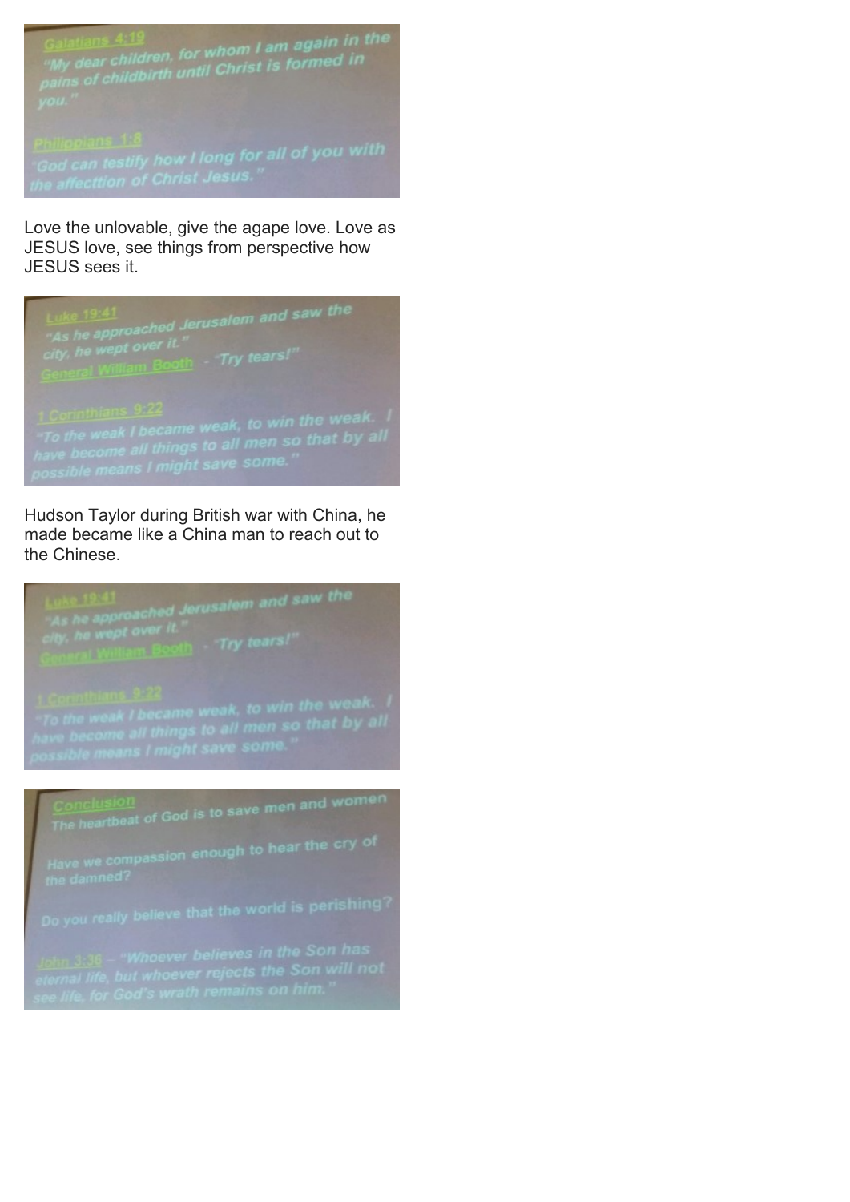Galatians 4:19
"My dear children, for whom I am again in the pains of childbirth until Christ is formed in you."

Philippians 1:8
"God can testify how I long for all of you with the affecttion of Christ Jesus."

Love the unlovable, give the agape love. Love as JESUS love, see things from perspective how JESUS sees it.

Luke 19:41
"As he approached Jerusalem and saw the city, he wept over it."
General William Booth - "Try tears!"

1 Corinthians 9:22
"To the weak I became weak, to win the weak. I have become all things to all men so that by all possible means I might save some."

Hudson Taylor during British war with China, he made became like a China man to reach out to the Chinese.

Luke 19:41
"As he approached Jerusalem and saw the city, he wept over it."
General William Booth - "Try tears!"

1 Corinthians 9:22
"To the weak I became weak, to win the weak. I have become all things to all men so that by all possible means I might save some."

Conclusion
The heartbeat of God is to save men and women

Have we compassion enough to hear the cry of the damned?

Do you really believe that the world is perishing?

John 3:36 – "Whoever believes in the Son has eternal life, but whoever rejects the Son will not see life, for God's wrath remains on him."